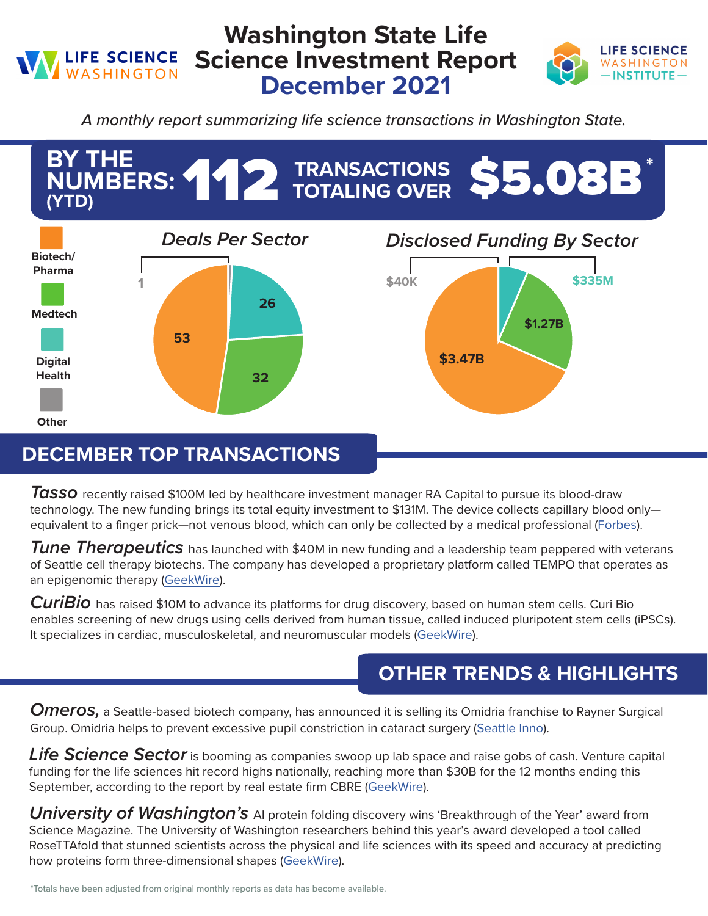# Washington State Life Science Investment Report December 2021

LIFE SCIENCE WASHINGTON

LIFE SCIENCE WASHINGTON — INSTITUTE —

*A monthly report summarizing life science transactions in Washington State.*

## BY THE NUMBERS: (YTD) 112 TRANSACTIONS TOTALING OVER $5.08B*

### Deals Per Sector

| Sector | Deals |
| --- | --- |
| Biotech/Pharma | 53 |
| Medtech | 32 |
| Digital Health | 26 |
| Other | 1 |

### Disclosed Funding By Sector

| Sector | Funding |
| --- | --- |
| Biotech/Pharma | $3.47B |
| Medtech | $1.27B |
| Digital Health | $335M |
| Other | $40K |

## DECEMBER TOP TRANSACTIONS

***Tasso*** recently raised $100M led by healthcare investment manager RA Capital to pursue its blood-draw technology. The new funding brings its total equity investment to $131M. The device collects capillary blood only—equivalent to a finger prick—not venous blood, which can only be collected by a medical professional (Forbes).

***Tune Therapeutics*** has launched with $40M in new funding and a leadership team peppered with veterans of Seattle cell therapy biotechs. The company has developed a proprietary platform called TEMPO that operates as an epigenomic therapy (GeekWire).

***CuriBio*** has raised $10M to advance its platforms for drug discovery, based on human stem cells. Curi Bio enables screening of new drugs using cells derived from human tissue, called induced pluripotent stem cells (iPSCs). It specializes in cardiac, musculoskeletal, and neuromuscular models (GeekWire).

## OTHER TRENDS & HIGHLIGHTS

***Omeros,*** a Seattle-based biotech company, has announced it is selling its Omidria franchise to Rayner Surgical Group. Omidria helps to prevent excessive pupil constriction in cataract surgery (Seattle Inno).

***Life Science Sector*** is booming as companies swoop up lab space and raise gobs of cash. Venture capital funding for the life sciences hit record highs nationally, reaching more than $30B for the 12 months ending this September, according to the report by real estate firm CBRE (GeekWire).

***University of Washington's*** AI protein folding discovery wins 'Breakthrough of the Year' award from Science Magazine. The University of Washington researchers behind this year's award developed a tool called RoseTTAfold that stunned scientists across the physical and life sciences with its speed and accuracy at predicting how proteins form three-dimensional shapes (GeekWire).

*Totals have been adjusted from original monthly reports as data has become available.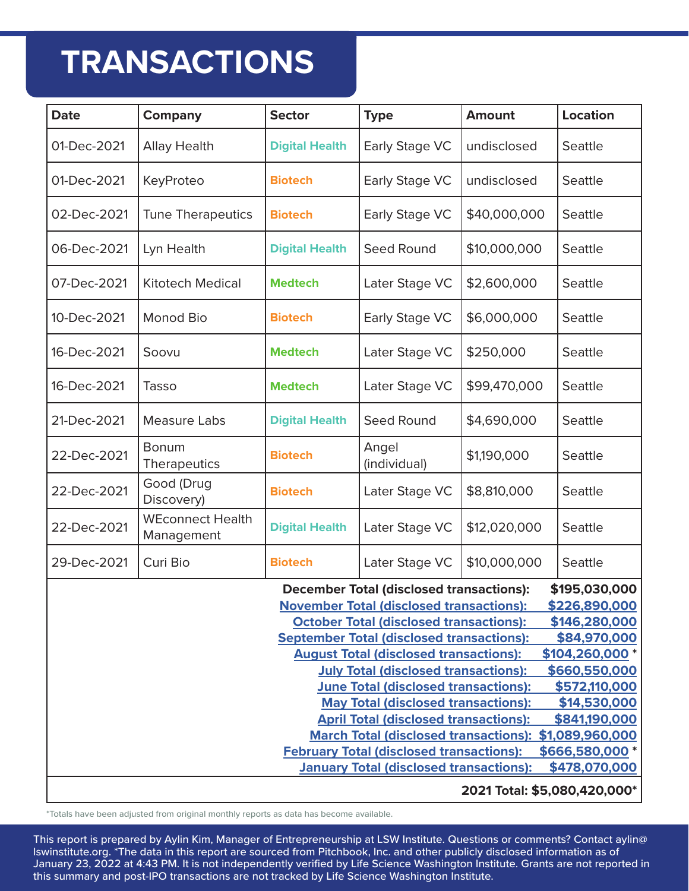# TRANSACTIONS

| Date | Company | Sector | Type | Amount | Location |
|---|---|---|---|---|---|
| 01-Dec-2021 | Allay Health | Digital Health | Early Stage VC | undisclosed | Seattle |
| 01-Dec-2021 | KeyProteo | Biotech | Early Stage VC | undisclosed | Seattle |
| 02-Dec-2021 | Tune Therapeutics | Biotech | Early Stage VC | $40,000,000 | Seattle |
| 06-Dec-2021 | Lyn Health | Digital Health | Seed Round | $10,000,000 | Seattle |
| 07-Dec-2021 | Kitotech Medical | Medtech | Later Stage VC | $2,600,000 | Seattle |
| 10-Dec-2021 | Monod Bio | Biotech | Early Stage VC | $6,000,000 | Seattle |
| 16-Dec-2021 | Soovu | Medtech | Later Stage VC | $250,000 | Seattle |
| 16-Dec-2021 | Tasso | Medtech | Later Stage VC | $99,470,000 | Seattle |
| 21-Dec-2021 | Measure Labs | Digital Health | Seed Round | $4,690,000 | Seattle |
| 22-Dec-2021 | Bonum Therapeutics | Biotech | Angel (individual) | $1,190,000 | Seattle |
| 22-Dec-2021 | Good (Drug Discovery) | Biotech | Later Stage VC | $8,810,000 | Seattle |
| 22-Dec-2021 | WEconnect Health Management | Digital Health | Later Stage VC | $12,020,000 | Seattle |
| 29-Dec-2021 | Curi Bio | Biotech | Later Stage VC | $10,000,000 | Seattle |

**December Total (disclosed transactions): $195,030,000**

November Total (disclosed transactions): $226,890,000

October Total (disclosed transactions): $146,280,000

September Total (disclosed transactions): $84,970,000

August Total (disclosed transactions): $104,260,000 *

July Total (disclosed transactions): $660,550,000

June Total (disclosed transactions): $572,110,000

May Total (disclosed transactions): $14,530,000

April Total (disclosed transactions): $841,190,000

March Total (disclosed transactions): $1,089,960,000

February Total (disclosed transactions): $666,580,000 *

January Total (disclosed transactions): $478,070,000

**2021 Total: $5,080,420,000***

*Totals have been adjusted from original monthly reports as data has become available.

This report is prepared by Aylin Kim, Manager of Entrepreneurship at LSW Institute. Questions or comments? Contact aylin@lswinstitute.org. *The data in this report are sourced from Pitchbook, Inc. and other publicly disclosed information as of January 23, 2022 at 4:43 PM. It is not independently verified by Life Science Washington Institute. Grants are not reported in this summary and post-IPO transactions are not tracked by Life Science Washington Institute.